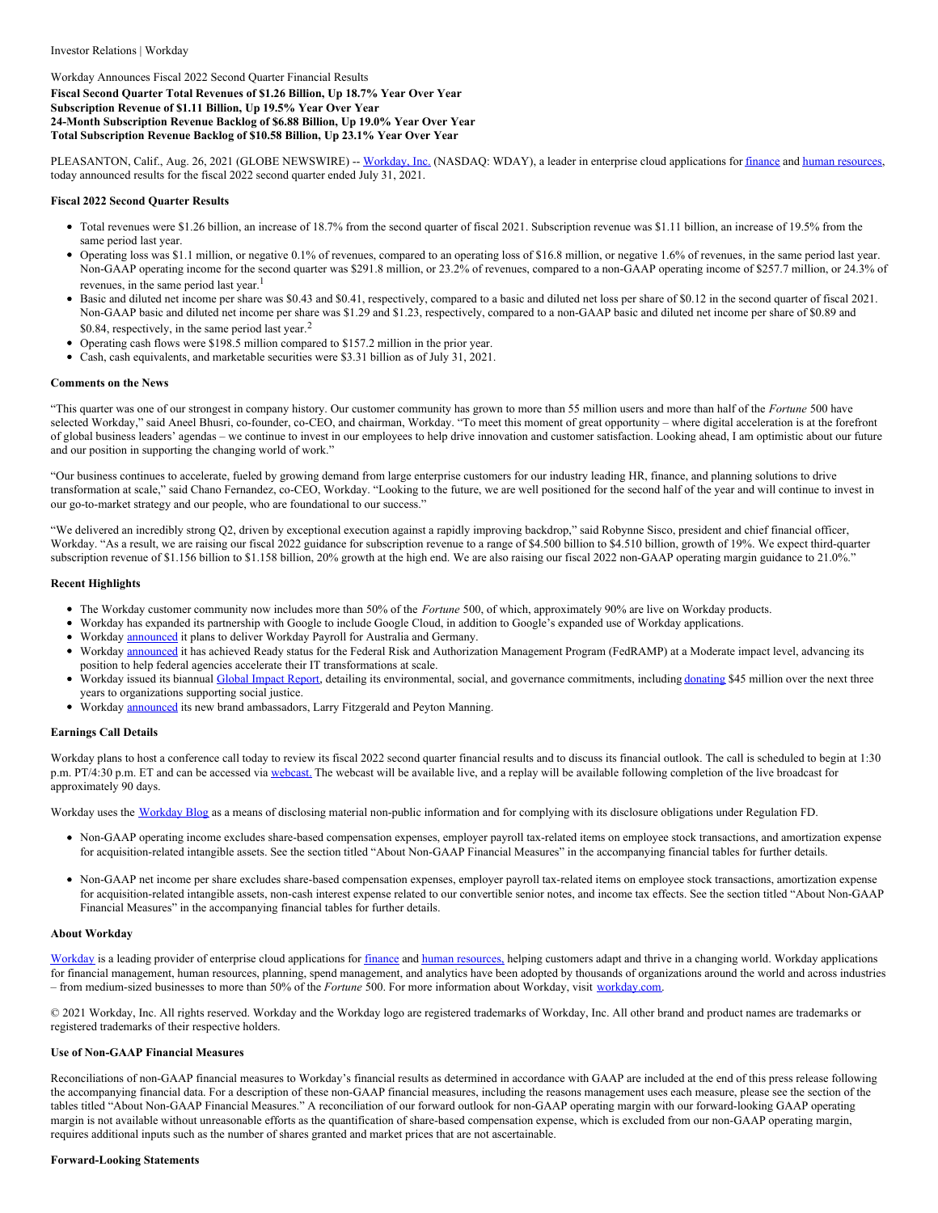Investor Relations | Workday

Workday Announces Fiscal 2022 Second Quarter Financial Results

**Fiscal Second Quarter Total Revenues of $1.26 Billion, Up 18.7% Year Over Year**
**Subscription Revenue of $1.11 Billion, Up 19.5% Year Over Year**
**24-Month Subscription Revenue Backlog of $6.88 Billion, Up 19.0% Year Over Year**
**Total Subscription Revenue Backlog of $10.58 Billion, Up 23.1% Year Over Year**

PLEASANTON, Calif., Aug. 26, 2021 (GLOBE NEWSWIRE) -- Workday, Inc. (NASDAQ: WDAY), a leader in enterprise cloud applications for finance and human resources, today announced results for the fiscal 2022 second quarter ended July 31, 2021.

**Fiscal 2022 Second Quarter Results**

- Total revenues were $1.26 billion, an increase of 18.7% from the second quarter of fiscal 2021. Subscription revenue was $1.11 billion, an increase of 19.5% from the same period last year.
- Operating loss was $1.1 million, or negative 0.1% of revenues, compared to an operating loss of $16.8 million, or negative 1.6% of revenues, in the same period last year. Non-GAAP operating income for the second quarter was $291.8 million, or 23.2% of revenues, compared to a non-GAAP operating income of $257.7 million, or 24.3% of revenues, in the same period last year.[1]
- Basic and diluted net income per share was $0.43 and $0.41, respectively, compared to a basic and diluted net loss per share of $0.12 in the second quarter of fiscal 2021. Non-GAAP basic and diluted net income per share was $1.29 and $1.23, respectively, compared to a non-GAAP basic and diluted net income per share of $0.89 and $0.84, respectively, in the same period last year.[2]
- Operating cash flows were $198.5 million compared to $157.2 million in the prior year.
- Cash, cash equivalents, and marketable securities were $3.31 billion as of July 31, 2021.

**Comments on the News**

"This quarter was one of our strongest in company history. Our customer community has grown to more than 55 million users and more than half of the *Fortune* 500 have selected Workday," said Aneel Bhusri, co-founder, co-CEO, and chairman, Workday. "To meet this moment of great opportunity – where digital acceleration is at the forefront of global business leaders' agendas – we continue to invest in our employees to help drive innovation and customer satisfaction. Looking ahead, I am optimistic about our future and our position in supporting the changing world of work."

"Our business continues to accelerate, fueled by growing demand from large enterprise customers for our industry leading HR, finance, and planning solutions to drive transformation at scale," said Chano Fernandez, co-CEO, Workday. "Looking to the future, we are well positioned for the second half of the year and will continue to invest in our go-to-market strategy and our people, who are foundational to our success."

"We delivered an incredibly strong Q2, driven by exceptional execution against a rapidly improving backdrop," said Robynne Sisco, president and chief financial officer, Workday. "As a result, we are raising our fiscal 2022 guidance for subscription revenue to a range of $4.500 billion to $4.510 billion, growth of 19%. We expect third-quarter subscription revenue of $1.156 billion to $1.158 billion, 20% growth at the high end. We are also raising our fiscal 2022 non-GAAP operating margin guidance to 21.0%."

**Recent Highlights**

- The Workday customer community now includes more than 50% of the *Fortune* 500, of which, approximately 90% are live on Workday products.
- Workday has expanded its partnership with Google to include Google Cloud, in addition to Google's expanded use of Workday applications.
- Workday announced it plans to deliver Workday Payroll for Australia and Germany.
- Workday announced it has achieved Ready status for the Federal Risk and Authorization Management Program (FedRAMP) at a Moderate impact level, advancing its position to help federal agencies accelerate their IT transformations at scale.
- Workday issued its biannual Global Impact Report, detailing its environmental, social, and governance commitments, including donating $45 million over the next three years to organizations supporting social justice.
- Workday announced its new brand ambassadors, Larry Fitzgerald and Peyton Manning.

**Earnings Call Details**

Workday plans to host a conference call today to review its fiscal 2022 second quarter financial results and to discuss its financial outlook. The call is scheduled to begin at 1:30 p.m. PT/4:30 p.m. ET and can be accessed via webcast. The webcast will be available live, and a replay will be available following completion of the live broadcast for approximately 90 days.

Workday uses the Workday Blog as a means of disclosing material non-public information and for complying with its disclosure obligations under Regulation FD.

- Non-GAAP operating income excludes share-based compensation expenses, employer payroll tax-related items on employee stock transactions, and amortization expense for acquisition-related intangible assets. See the section titled "About Non-GAAP Financial Measures" in the accompanying financial tables for further details.
- Non-GAAP net income per share excludes share-based compensation expenses, employer payroll tax-related items on employee stock transactions, amortization expense for acquisition-related intangible assets, non-cash interest expense related to our convertible senior notes, and income tax effects. See the section titled "About Non-GAAP Financial Measures" in the accompanying financial tables for further details.

**About Workday**

Workday is a leading provider of enterprise cloud applications for finance and human resources, helping customers adapt and thrive in a changing world. Workday applications for financial management, human resources, planning, spend management, and analytics have been adopted by thousands of organizations around the world and across industries – from medium-sized businesses to more than 50% of the *Fortune* 500. For more information about Workday, visit workday.com.

© 2021 Workday, Inc. All rights reserved. Workday and the Workday logo are registered trademarks of Workday, Inc. All other brand and product names are trademarks or registered trademarks of their respective holders.

**Use of Non-GAAP Financial Measures**

Reconciliations of non-GAAP financial measures to Workday's financial results as determined in accordance with GAAP are included at the end of this press release following the accompanying financial data. For a description of these non-GAAP financial measures, including the reasons management uses each measure, please see the section of the tables titled "About Non-GAAP Financial Measures." A reconciliation of our forward outlook for non-GAAP operating margin with our forward-looking GAAP operating margin is not available without unreasonable efforts as the quantification of share-based compensation expense, which is excluded from our non-GAAP operating margin, requires additional inputs such as the number of shares granted and market prices that are not ascertainable.

**Forward-Looking Statements**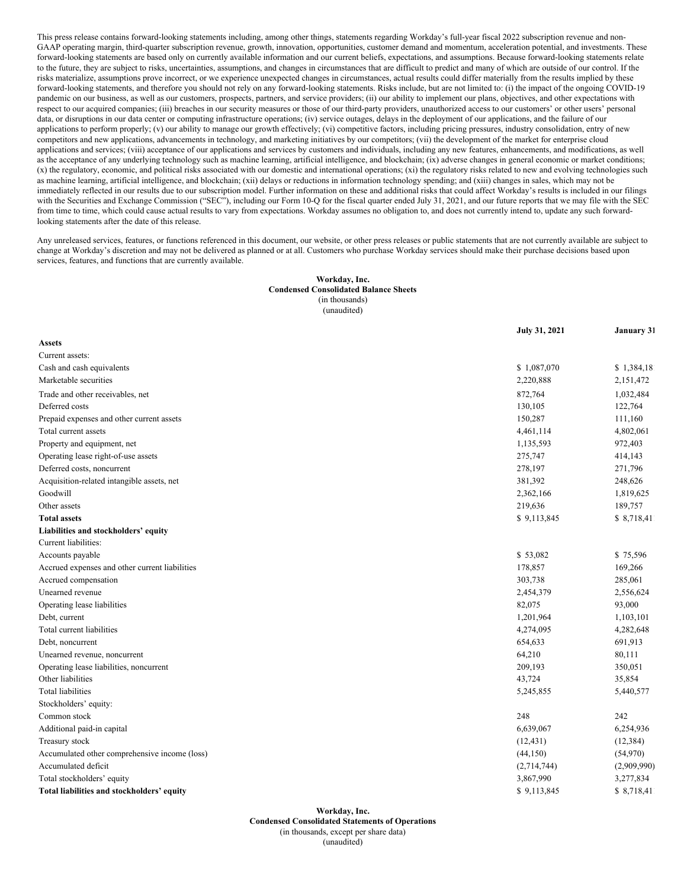This press release contains forward-looking statements including, among other things, statements regarding Workday's full-year fiscal 2022 subscription revenue and non-GAAP operating margin, third-quarter subscription revenue, growth, innovation, opportunities, customer demand and momentum, acceleration potential, and investments. These forward-looking statements are based only on currently available information and our current beliefs, expectations, and assumptions. Because forward-looking statements relate to the future, they are subject to risks, uncertainties, assumptions, and changes in circumstances that are difficult to predict and many of which are outside of our control. If the risks materialize, assumptions prove incorrect, or we experience unexpected changes in circumstances, actual results could differ materially from the results implied by these forward-looking statements, and therefore you should not rely on any forward-looking statements. Risks include, but are not limited to: (i) the impact of the ongoing COVID-19 pandemic on our business, as well as our customers, prospects, partners, and service providers; (ii) our ability to implement our plans, objectives, and other expectations with respect to our acquired companies; (iii) breaches in our security measures or those of our third-party providers, unauthorized access to our customers' or other users' personal data, or disruptions in our data center or computing infrastructure operations; (iv) service outages, delays in the deployment of our applications, and the failure of our applications to perform properly; (v) our ability to manage our growth effectively; (vi) competitive factors, including pricing pressures, industry consolidation, entry of new competitors and new applications, advancements in technology, and marketing initiatives by our competitors; (vii) the development of the market for enterprise cloud applications and services; (viii) acceptance of our applications and services by customers and individuals, including any new features, enhancements, and modifications, as well as the acceptance of any underlying technology such as machine learning, artificial intelligence, and blockchain; (ix) adverse changes in general economic or market conditions; (x) the regulatory, economic, and political risks associated with our domestic and international operations; (xi) the regulatory risks related to new and evolving technologies such as machine learning, artificial intelligence, and blockchain; (xii) delays or reductions in information technology spending; and (xiii) changes in sales, which may not be immediately reflected in our results due to our subscription model. Further information on these and additional risks that could affect Workday's results is included in our filings with the Securities and Exchange Commission ("SEC"), including our Form 10-Q for the fiscal quarter ended July 31, 2021, and our future reports that we may file with the SEC from time to time, which could cause actual results to vary from expectations. Workday assumes no obligation to, and does not currently intend to, update any such forward-looking statements after the date of this release.

Any unreleased services, features, or functions referenced in this document, our website, or other press releases or public statements that are not currently available are subject to change at Workday's discretion and may not be delivered as planned or at all. Customers who purchase Workday services should make their purchase decisions based upon services, features, and functions that are currently available.

**Workday, Inc.**
**Condensed Consolidated Balance Sheets**
(in thousands)
(unaudited)

| | July 31, 2021 | January 31 |
|---|---|---|
| **Assets** | | |
| Current assets: | | |
| Cash and cash equivalents | $ 1,087,070 | $ 1,384,18 |
| Marketable securities | 2,220,888 | 2,151,472 |
| Trade and other receivables, net | 872,764 | 1,032,484 |
| Deferred costs | 130,105 | 122,764 |
| Prepaid expenses and other current assets | 150,287 | 111,160 |
| Total current assets | 4,461,114 | 4,802,061 |
| Property and equipment, net | 1,135,593 | 972,403 |
| Operating lease right-of-use assets | 275,747 | 414,143 |
| Deferred costs, noncurrent | 278,197 | 271,796 |
| Acquisition-related intangible assets, net | 381,392 | 248,626 |
| Goodwill | 2,362,166 | 1,819,625 |
| Other assets | 219,636 | 189,757 |
| **Total assets** | $ 9,113,845 | $ 8,718,41 |
| **Liabilities and stockholders' equity** | | |
| Current liabilities: | | |
| Accounts payable | $ 53,082 | $ 75,596 |
| Accrued expenses and other current liabilities | 178,857 | 169,266 |
| Accrued compensation | 303,738 | 285,061 |
| Unearned revenue | 2,454,379 | 2,556,624 |
| Operating lease liabilities | 82,075 | 93,000 |
| Debt, current | 1,201,964 | 1,103,101 |
| Total current liabilities | 4,274,095 | 4,282,648 |
| Debt, noncurrent | 654,633 | 691,913 |
| Unearned revenue, noncurrent | 64,210 | 80,111 |
| Operating lease liabilities, noncurrent | 209,193 | 350,051 |
| Other liabilities | 43,724 | 35,854 |
| Total liabilities | 5,245,855 | 5,440,577 |
| Stockholders' equity: | | |
| Common stock | 248 | 242 |
| Additional paid-in capital | 6,639,067 | 6,254,936 |
| Treasury stock | (12,431) | (12,384) |
| Accumulated other comprehensive income (loss) | (44,150) | (54,970) |
| Accumulated deficit | (2,714,744) | (2,909,990) |
| Total stockholders' equity | 3,867,990 | 3,277,834 |
| **Total liabilities and stockholders' equity** | $ 9,113,845 | $ 8,718,41 |

**Workday, Inc.**
**Condensed Consolidated Statements of Operations**
(in thousands, except per share data)
(unaudited)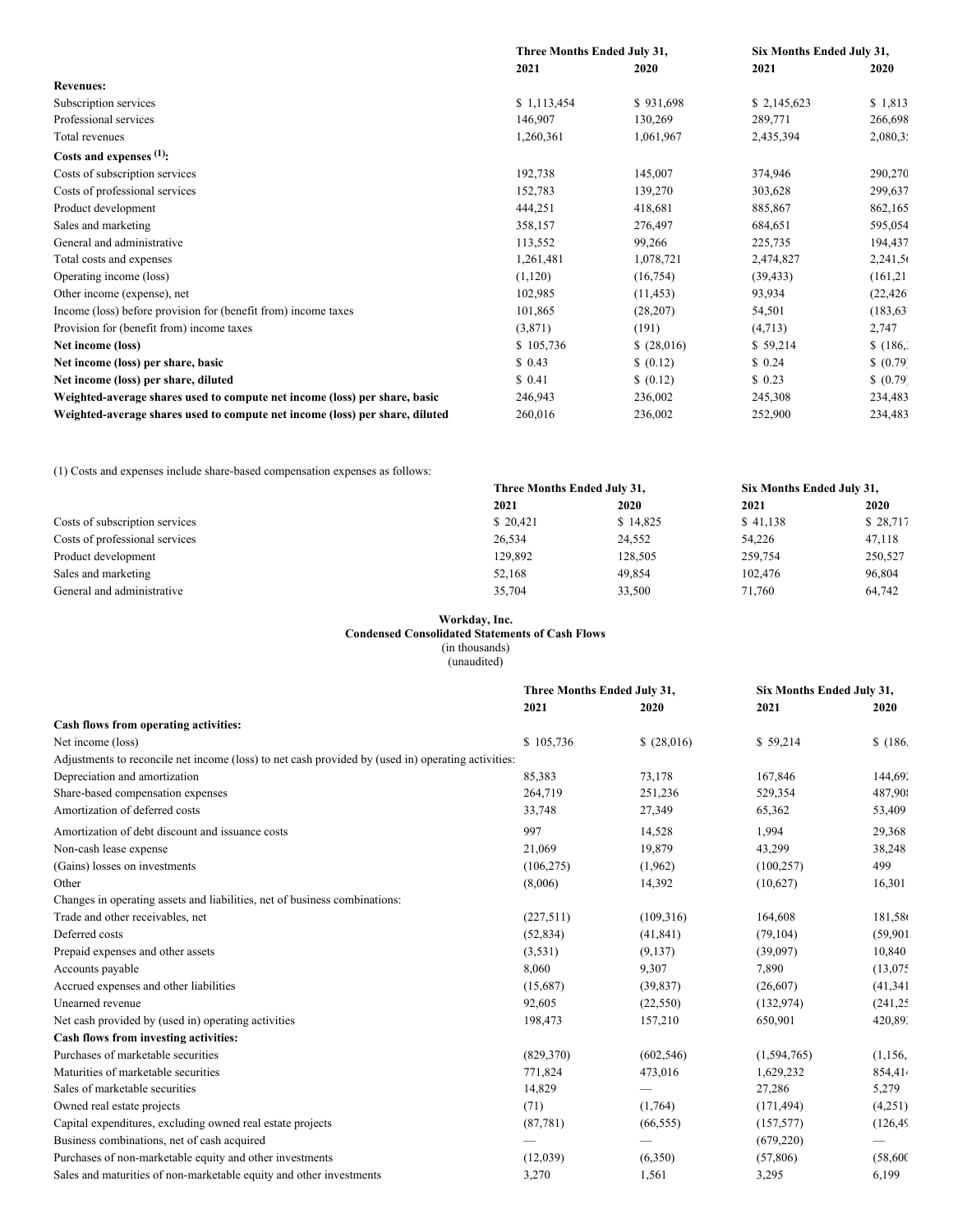| | Three Months Ended July 31, | | Six Months Ended July 31, | |
|---|---|---|---|---|
| | 2021 | 2020 | 2021 | 2020 |
| **Revenues:** | | | | |
| Subscription services | $ 1,113,454 | $ 931,698 | $ 2,145,623 | $ 1,813 |
| Professional services | 146,907 | 130,269 | 289,771 | 266,698 |
| Total revenues | 1,260,361 | 1,061,967 | 2,435,394 | 2,080,3 |
| **Costs and expenses (1):** | | | | |
| Costs of subscription services | 192,738 | 145,007 | 374,946 | 290,270 |
| Costs of professional services | 152,783 | 139,270 | 303,628 | 299,637 |
| Product development | 444,251 | 418,681 | 885,867 | 862,165 |
| Sales and marketing | 358,157 | 276,497 | 684,651 | 595,054 |
| General and administrative | 113,552 | 99,266 | 225,735 | 194,437 |
| Total costs and expenses | 1,261,481 | 1,078,721 | 2,474,827 | 2,241,5 |
| Operating income (loss) | (1,120) | (16,754) | (39,433) | (161,21 |
| Other income (expense), net | 102,985 | (11,453) | 93,934 | (22,426 |
| Income (loss) before provision for (benefit from) income taxes | 101,865 | (28,207) | 54,501 | (183,63 |
| Provision for (benefit from) income taxes | (3,871) | (191) | (4,713) | 2,747 |
| **Net income (loss)** | $ 105,736 | $ (28,016) | $ 59,214 | $ (186, |
| **Net income (loss) per share, basic** | $ 0.43 | $ (0.12) | $ 0.24 | $ (0.79 |
| **Net income (loss) per share, diluted** | $ 0.41 | $ (0.12) | $ 0.23 | $ (0.79 |
| **Weighted-average shares used to compute net income (loss) per share, basic** | 246,943 | 236,002 | 245,308 | 234,483 |
| **Weighted-average shares used to compute net income (loss) per share, diluted** | 260,016 | 236,002 | 252,900 | 234,483 |

(1) Costs and expenses include share-based compensation expenses as follows:

| | Three Months Ended July 31, | | Six Months Ended July 31, | |
|---|---|---|---|---|
| | 2021 | 2020 | 2021 | 2020 |
| Costs of subscription services | $ 20,421 | $ 14,825 | $ 41,138 | $ 28,717 |
| Costs of professional services | 26,534 | 24,552 | 54,226 | 47,118 |
| Product development | 129,892 | 128,505 | 259,754 | 250,527 |
| Sales and marketing | 52,168 | 49,854 | 102,476 | 96,804 |
| General and administrative | 35,704 | 33,500 | 71,760 | 64,742 |

**Workday, Inc.**
**Condensed Consolidated Statements of Cash Flows**
(in thousands)
(unaudited)

| | Three Months Ended July 31, | | Six Months Ended July 31, | |
|---|---|---|---|---|
| | 2021 | 2020 | 2021 | 2020 |
| **Cash flows from operating activities:** | | | | |
| Net income (loss) | $ 105,736 | $ (28,016) | $ 59,214 | $ (186, |
| Adjustments to reconcile net income (loss) to net cash provided by (used in) operating activities: | | | | |
| Depreciation and amortization | 85,383 | 73,178 | 167,846 | 144,69 |
| Share-based compensation expenses | 264,719 | 251,236 | 529,354 | 487,90 |
| Amortization of deferred costs | 33,748 | 27,349 | 65,362 | 53,409 |
| Amortization of debt discount and issuance costs | 997 | 14,528 | 1,994 | 29,368 |
| Non-cash lease expense | 21,069 | 19,879 | 43,299 | 38,248 |
| (Gains) losses on investments | (106,275) | (1,962) | (100,257) | 499 |
| Other | (8,006) | 14,392 | (10,627) | 16,301 |
| Changes in operating assets and liabilities, net of business combinations: | | | | |
| Trade and other receivables, net | (227,511) | (109,316) | 164,608 | 181,58 |
| Deferred costs | (52,834) | (41,841) | (79,104) | (59,901 |
| Prepaid expenses and other assets | (3,531) | (9,137) | (39,097) | 10,840 |
| Accounts payable | 8,060 | 9,307 | 7,890 | (13,07 |
| Accrued expenses and other liabilities | (15,687) | (39,837) | (26,607) | (41,341 |
| Unearned revenue | 92,605 | (22,550) | (132,974) | (241,2 |
| Net cash provided by (used in) operating activities | 198,473 | 157,210 | 650,901 | 420,89 |
| **Cash flows from investing activities:** | | | | |
| Purchases of marketable securities | (829,370) | (602,546) | (1,594,765) | (1,156, |
| Maturities of marketable securities | 771,824 | 473,016 | 1,629,232 | 854,41 |
| Sales of marketable securities | 14,829 | — | 27,286 | 5,279 |
| Owned real estate projects | (71) | (1,764) | (171,494) | (4,251) |
| Capital expenditures, excluding owned real estate projects | (87,781) | (66,555) | (157,577) | (126,49 |
| Business combinations, net of cash acquired | — | — | (679,220) | — |
| Purchases of non-marketable equity and other investments | (12,039) | (6,350) | (57,806) | (58,60 |
| Sales and maturities of non-marketable equity and other investments | 3,270 | 1,561 | 3,295 | 6,199 |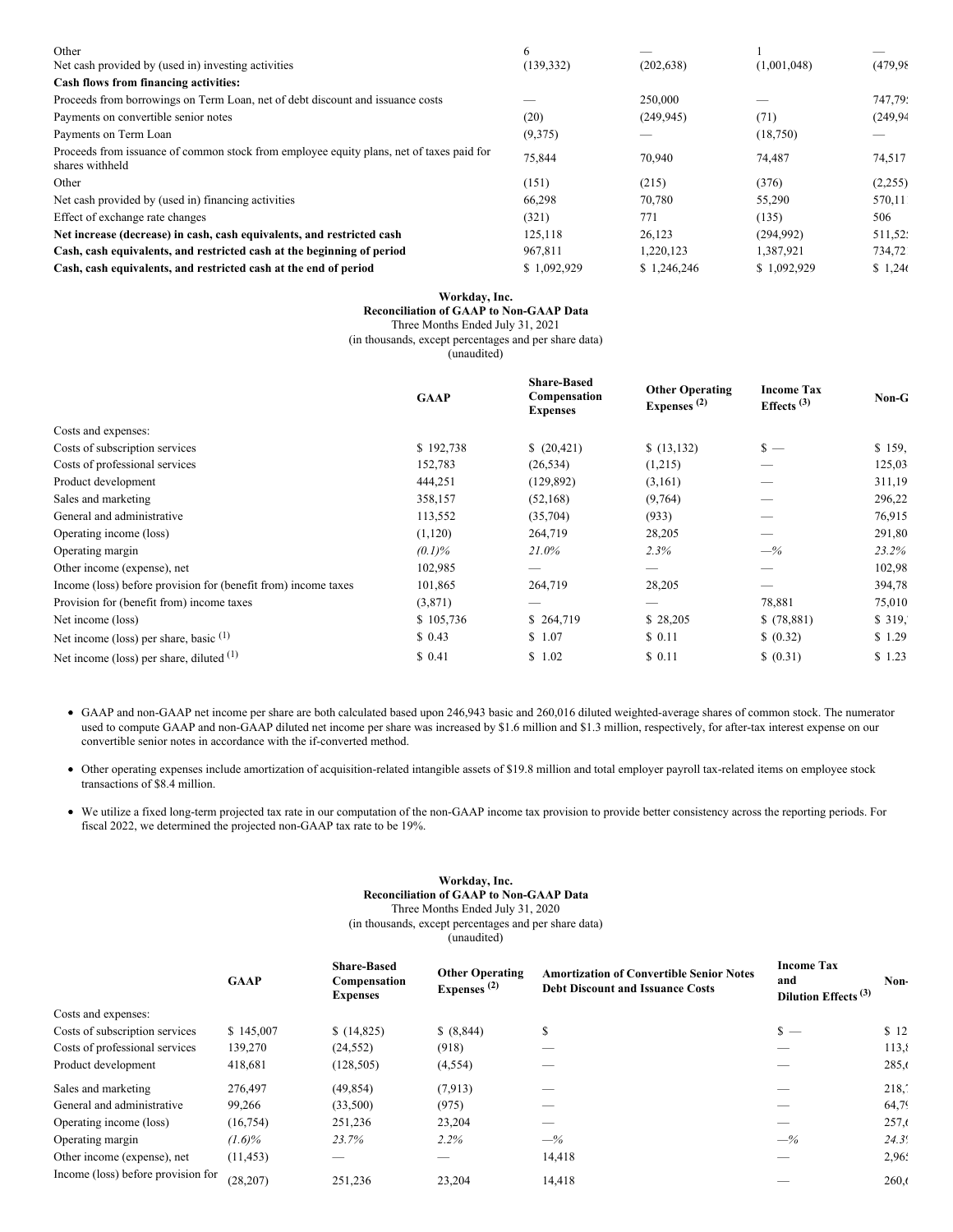| | | | | |
|---|---|---|---|---|
| Other | 6 | — | 1 | — |
| Net cash provided by (used in) investing activities | (139,332) | (202,638) | (1,001,048) | (479,98 |
| **Cash flows from financing activities:** | | | | |
| Proceeds from borrowings on Term Loan, net of debt discount and issuance costs | — | 250,000 | — | 747,79 |
| Payments on convertible senior notes | (20) | (249,945) | (71) | (249,94 |
| Payments on Term Loan | (9,375) | — | (18,750) | — |
| Proceeds from issuance of common stock from employee equity plans, net of taxes paid for shares withheld | 75,844 | 70,940 | 74,487 | 74,517 |
| Other | (151) | (215) | (376) | (2,255) |
| Net cash provided by (used in) financing activities | 66,298 | 70,780 | 55,290 | 570,11 |
| Effect of exchange rate changes | (321) | 771 | (135) | 506 |
| **Net increase (decrease) in cash, cash equivalents, and restricted cash** | 125,118 | 26,123 | (294,992) | 511,52 |
| **Cash, cash equivalents, and restricted cash at the beginning of period** | 967,811 | 1,220,123 | 1,387,921 | 734,72 |
| **Cash, cash equivalents, and restricted cash at the end of period** | $ 1,092,929 | $ 1,246,246 | $ 1,092,929 | $ 1,24 |

**Workday, Inc.**
**Reconciliation of GAAP to Non-GAAP Data**
Three Months Ended July 31, 2021
(in thousands, except percentages and per share data)
(unaudited)

| | GAAP | Share-Based Compensation Expenses | Other Operating Expenses (2) | Income Tax Effects (3) | Non-G |
|---|---|---|---|---|---|
| Costs and expenses: | | | | | |
| Costs of subscription services | $ 192,738 | $ (20,421) | $ (13,132) | $ — | $ 159, |
| Costs of professional services | 152,783 | (26,534) | (1,215) | — | 125,03 |
| Product development | 444,251 | (129,892) | (3,161) | — | 311,19 |
| Sales and marketing | 358,157 | (52,168) | (9,764) | — | 296,22 |
| General and administrative | 113,552 | (35,704) | (933) | — | 76,915 |
| Operating income (loss) | (1,120) | 264,719 | 28,205 | — | 291,80 |
| Operating margin | *(0.1)%* | *21.0%* | *2.3%* | *—%* | *23.2%* |
| Other income (expense), net | 102,985 | — | — | — | 102,98 |
| Income (loss) before provision for (benefit from) income taxes | 101,865 | 264,719 | 28,205 | — | 394,78 |
| Provision for (benefit from) income taxes | (3,871) | — | — | 78,881 | 75,010 |
| Net income (loss) | $ 105,736 | $ 264,719 | $ 28,205 | $ (78,881) | $ 319, |
| Net income (loss) per share, basic (1) | $ 0.43 | $ 1.07 | $ 0.11 | $ (0.32) | $ 1.29 |
| Net income (loss) per share, diluted (1) | $ 0.41 | $ 1.02 | $ 0.11 | $ (0.31) | $ 1.23 |

- GAAP and non-GAAP net income per share are both calculated based upon 246,943 basic and 260,016 diluted weighted-average shares of common stock. The numerator used to compute GAAP and non-GAAP diluted net income per share was increased by $1.6 million and $1.3 million, respectively, for after-tax interest expense on our convertible senior notes in accordance with the if-converted method.
- Other operating expenses include amortization of acquisition-related intangible assets of $19.8 million and total employer payroll tax-related items on employee stock transactions of $8.4 million.
- We utilize a fixed long-term projected tax rate in our computation of the non-GAAP income tax provision to provide better consistency across the reporting periods. For fiscal 2022, we determined the projected non-GAAP tax rate to be 19%.

**Workday, Inc.**
**Reconciliation of GAAP to Non-GAAP Data**
Three Months Ended July 31, 2020
(in thousands, except percentages and per share data)
(unaudited)

| | GAAP | Share-Based Compensation Expenses | Other Operating Expenses (2) | Amortization of Convertible Senior Notes Debt Discount and Issuance Costs | Income Tax and Dilution Effects (3) | Non- |
|---|---|---|---|---|---|---|
| Costs and expenses: | | | | | | |
| Costs of subscription services | $ 145,007 | $ (14,825) | $ (8,844) | $ | $ — | $ 12 |
| Costs of professional services | 139,270 | (24,552) | (918) | — | — | 113, |
| Product development | 418,681 | (128,505) | (4,554) | — | — | 285, |
| Sales and marketing | 276,497 | (49,854) | (7,913) | — | — | 218, |
| General and administrative | 99,266 | (33,500) | (975) | — | — | 64,7 |
| Operating income (loss) | (16,754) | 251,236 | 23,204 | — | — | 257, |
| Operating margin | *(1.6)%* | *23.7%* | *2.2%* | *—%* | *—%* | *24.3* |
| Other income (expense), net | (11,453) | — | — | 14,418 | — | 2,96 |
| Income (loss) before provision for | (28,207) | 251,236 | 23,204 | 14,418 | — | 260, |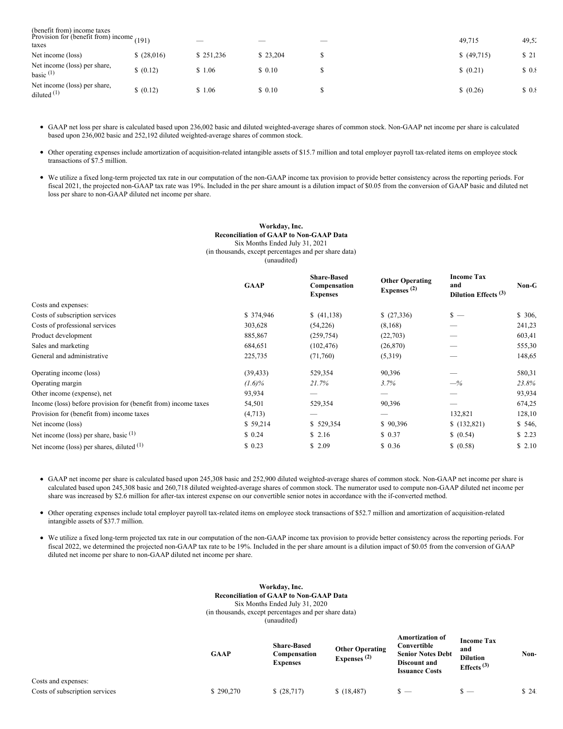| | | | | | | |
|---|---|---|---|---|---|---|
| Provision for (benefit from) income taxes | (191) | — | — | — | 49,715 | 49,5 |
| Net income (loss) | $ (28,016) | $ 251,236 | $ 23,204 | $ | $ (49,715) | $ 21 |
| Net income (loss) per share, basic (1) | $ (0.12) | $ 1.06 | $ 0.10 | $ | $ (0.21) | $ 0.8 |
| Net income (loss) per share, diluted (1) | $ (0.12) | $ 1.06 | $ 0.10 | $ | $ (0.26) | $ 0.8 |

- GAAP net loss per share is calculated based upon 236,002 basic and diluted weighted-average shares of common stock. Non-GAAP net income per share is calculated based upon 236,002 basic and 252,192 diluted weighted-average shares of common stock.
- Other operating expenses include amortization of acquisition-related intangible assets of $15.7 million and total employer payroll tax-related items on employee stock transactions of $7.5 million.
- We utilize a fixed long-term projected tax rate in our computation of the non-GAAP income tax provision to provide better consistency across the reporting periods. For fiscal 2021, the projected non-GAAP tax rate was 19%. Included in the per share amount is a dilution impact of $0.05 from the conversion of GAAP basic and diluted net loss per share to non-GAAP diluted net income per share.

**Workday, Inc.**
**Reconciliation of GAAP to Non-GAAP Data**
Six Months Ended July 31, 2021
(in thousands, except percentages and per share data)
(unaudited)

| | GAAP | Share-Based Compensation Expenses | Other Operating Expenses (2) | Income Tax and Dilution Effects (3) | Non-G |
|---|---|---|---|---|---|
| Costs and expenses: | | | | | |
| Costs of subscription services | $ 374,946 | $ (41,138) | $ (27,336) | $ — | $ 306, |
| Costs of professional services | 303,628 | (54,226) | (8,168) | — | 241,23 |
| Product development | 885,867 | (259,754) | (22,703) | — | 603,41 |
| Sales and marketing | 684,651 | (102,476) | (26,870) | — | 555,30 |
| General and administrative | 225,735 | (71,760) | (5,319) | — | 148,65 |
| Operating income (loss) | (39,433) | 529,354 | 90,396 | — | 580,31 |
| Operating margin | *(1.6)%* | *21.7%* | *3.7%* | *—%* | *23.8%* |
| Other income (expense), net | 93,934 | — | — | — | 93,934 |
| Income (loss) before provision for (benefit from) income taxes | 54,501 | 529,354 | 90,396 | — | 674,25 |
| Provision for (benefit from) income taxes | (4,713) | — | — | 132,821 | 128,10 |
| Net income (loss) | $ 59,214 | $ 529,354 | $ 90,396 | $ (132,821) | $ 546, |
| Net income (loss) per share, basic (1) | $ 0.24 | $ 2.16 | $ 0.37 | $ (0.54) | $ 2.23 |
| Net income (loss) per shares, diluted (1) | $ 0.23 | $ 2.09 | $ 0.36 | $ (0.58) | $ 2.10 |

- GAAP net income per share is calculated based upon 245,308 basic and 252,900 diluted weighted-average shares of common stock. Non-GAAP net income per share is calculated based upon 245,308 basic and 260,718 diluted weighted-average shares of common stock. The numerator used to compute non-GAAP diluted net income per share was increased by $2.6 million for after-tax interest expense on our convertible senior notes in accordance with the if-converted method.
- Other operating expenses include total employer payroll tax-related items on employee stock transactions of $52.7 million and amortization of acquisition-related intangible assets of $37.7 million.
- We utilize a fixed long-term projected tax rate in our computation of the non-GAAP income tax provision to provide better consistency across the reporting periods. For fiscal 2022, we determined the projected non-GAAP tax rate to be 19%. Included in the per share amount is a dilution impact of $0.05 from the conversion of GAAP diluted net income per share to non-GAAP diluted net income per share.

**Workday, Inc.**
**Reconciliation of GAAP to Non-GAAP Data**
Six Months Ended July 31, 2020
(in thousands, except percentages and per share data)
(unaudited)

| | GAAP | Share-Based Compensation Expenses | Other Operating Expenses (2) | Amortization of Convertible Senior Notes Debt Discount and Issuance Costs | Income Tax and Dilution Effects (3) | Non- |
|---|---|---|---|---|---|---|
| Costs and expenses: | | | | | | |
| Costs of subscription services | $ 290,270 | $ (28,717) | $ (18,487) | $ — | $ — | $ 24 |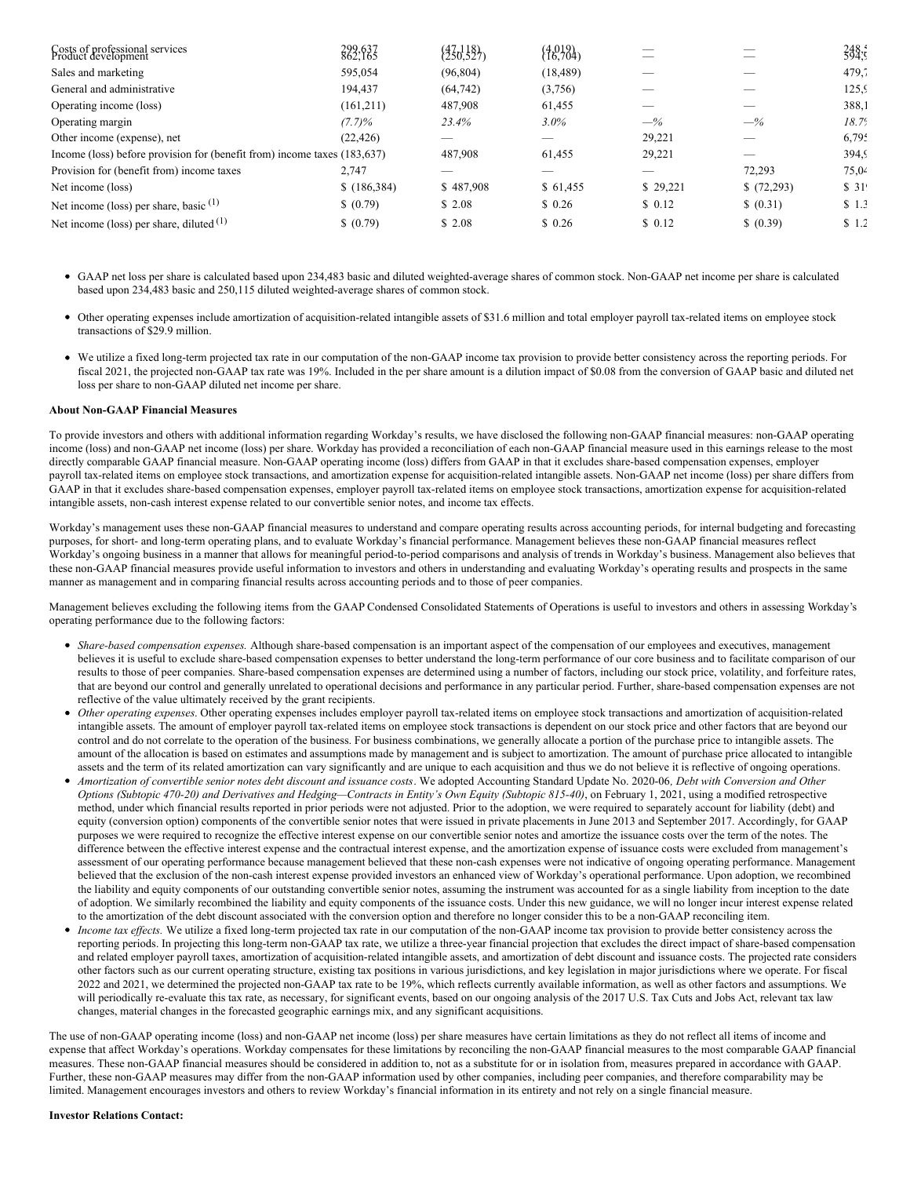| | | | | | | |
|---|---|---|---|---|---|---|
| Costs of professional services | 299,637 | (47,118) | (4,019) | — | — | 248,5 |
| Product development | 862,165 | (250,527) | (16,704) | — | — | 594,9 |
| Sales and marketing | 595,054 | (96,804) | (18,489) | — | — | 479,7 |
| General and administrative | 194,437 | (64,742) | (3,756) | — | — | 125,9 |
| Operating income (loss) | (161,211) | 487,908 | 61,455 | — | — | 388,1 |
| Operating margin | *(7.7)%* | *23.4%* | *3.0%* | *—%* | *—%* | *18.7%* |
| Other income (expense), net | (22,426) | — | — | 29,221 | — | 6,795 |
| Income (loss) before provision for (benefit from) income taxes | (183,637) | 487,908 | 61,455 | 29,221 | — | 394,9 |
| Provision for (benefit from) income taxes | 2,747 | — | — | — | 72,293 | 75,04 |
| Net income (loss) | $ (186,384) | $ 487,908 | $ 61,455 | $ 29,221 | $ (72,293) | $ 31 |
| Net income (loss) per share, basic [1] | $ (0.79) | $ 2.08 | $ 0.26 | $ 0.12 | $ (0.31) | $ 1.3 |
| Net income (loss) per share, diluted [1] | $ (0.79) | $ 2.08 | $ 0.26 | $ 0.12 | $ (0.39) | $ 1.2 |

- GAAP net loss per share is calculated based upon 234,483 basic and diluted weighted-average shares of common stock. Non-GAAP net income per share is calculated based upon 234,483 basic and 250,115 diluted weighted-average shares of common stock.
- Other operating expenses include amortization of acquisition-related intangible assets of $31.6 million and total employer payroll tax-related items on employee stock transactions of $29.9 million.
- We utilize a fixed long-term projected tax rate in our computation of the non-GAAP income tax provision to provide better consistency across the reporting periods. For fiscal 2021, the projected non-GAAP tax rate was 19%. Included in the per share amount is a dilution impact of $0.08 from the conversion of GAAP basic and diluted net loss per share to non-GAAP diluted net income per share.

**About Non-GAAP Financial Measures**

To provide investors and others with additional information regarding Workday's results, we have disclosed the following non-GAAP financial measures: non-GAAP operating income (loss) and non-GAAP net income (loss) per share. Workday has provided a reconciliation of each non-GAAP financial measure used in this earnings release to the most directly comparable GAAP financial measure. Non-GAAP operating income (loss) differs from GAAP in that it excludes share-based compensation expenses, employer payroll tax-related items on employee stock transactions, and amortization expense for acquisition-related intangible assets. Non-GAAP net income (loss) per share differs from GAAP in that it excludes share-based compensation expenses, employer payroll tax-related items on employee stock transactions, amortization expense for acquisition-related intangible assets, non-cash interest expense related to our convertible senior notes, and income tax effects.

Workday's management uses these non-GAAP financial measures to understand and compare operating results across accounting periods, for internal budgeting and forecasting purposes, for short- and long-term operating plans, and to evaluate Workday's financial performance. Management believes these non-GAAP financial measures reflect Workday's ongoing business in a manner that allows for meaningful period-to-period comparisons and analysis of trends in Workday's business. Management also believes that these non-GAAP financial measures provide useful information to investors and others in understanding and evaluating Workday's operating results and prospects in the same manner as management and in comparing financial results across accounting periods and to those of peer companies.

Management believes excluding the following items from the GAAP Condensed Consolidated Statements of Operations is useful to investors and others in assessing Workday's operating performance due to the following factors:

- *Share-based compensation expenses.* Although share-based compensation is an important aspect of the compensation of our employees and executives, management believes it is useful to exclude share-based compensation expenses to better understand the long-term performance of our core business and to facilitate comparison of our results to those of peer companies. Share-based compensation expenses are determined using a number of factors, including our stock price, volatility, and forfeiture rates, that are beyond our control and generally unrelated to operational decisions and performance in any particular period. Further, share-based compensation expenses are not reflective of the value ultimately received by the grant recipients.
- *Other operating expenses*. Other operating expenses includes employer payroll tax-related items on employee stock transactions and amortization of acquisition-related intangible assets. The amount of employer payroll tax-related items on employee stock transactions is dependent on our stock price and other factors that are beyond our control and do not correlate to the operation of the business. For business combinations, we generally allocate a portion of the purchase price to intangible assets. The amount of the allocation is based on estimates and assumptions made by management and is subject to amortization. The amount of purchase price allocated to intangible assets and the term of its related amortization can vary significantly and are unique to each acquisition and thus we do not believe it is reflective of ongoing operations.
- *Amortization of convertible senior notes debt discount and issuance costs*. We adopted Accounting Standard Update No. 2020-06*, Debt with Conversion and Other Options (Subtopic 470-20) and Derivatives and Hedging—Contracts in Entity's Own Equity (Subtopic 815-40)*, on February 1, 2021, using a modified retrospective method, under which financial results reported in prior periods were not adjusted. Prior to the adoption, we were required to separately account for liability (debt) and equity (conversion option) components of the convertible senior notes that were issued in private placements in June 2013 and September 2017. Accordingly, for GAAP purposes we were required to recognize the effective interest expense on our convertible senior notes and amortize the issuance costs over the term of the notes. The difference between the effective interest expense and the contractual interest expense, and the amortization expense of issuance costs were excluded from management's assessment of our operating performance because management believed that these non-cash expenses were not indicative of ongoing operating performance. Management believed that the exclusion of the non-cash interest expense provided investors an enhanced view of Workday's operational performance. Upon adoption, we recombined the liability and equity components of our outstanding convertible senior notes, assuming the instrument was accounted for as a single liability from inception to the date of adoption. We similarly recombined the liability and equity components of the issuance costs. Under this new guidance, we will no longer incur interest expense related to the amortization of the debt discount associated with the conversion option and therefore no longer consider this to be a non-GAAP reconciling item.
- *Income tax effects.* We utilize a fixed long-term projected tax rate in our computation of the non-GAAP income tax provision to provide better consistency across the reporting periods. In projecting this long-term non-GAAP tax rate, we utilize a three-year financial projection that excludes the direct impact of share-based compensation and related employer payroll taxes, amortization of acquisition-related intangible assets, and amortization of debt discount and issuance costs. The projected rate considers other factors such as our current operating structure, existing tax positions in various jurisdictions, and key legislation in major jurisdictions where we operate. For fiscal 2022 and 2021, we determined the projected non-GAAP tax rate to be 19%, which reflects currently available information, as well as other factors and assumptions. We will periodically re-evaluate this tax rate, as necessary, for significant events, based on our ongoing analysis of the 2017 U.S. Tax Cuts and Jobs Act, relevant tax law changes, material changes in the forecasted geographic earnings mix, and any significant acquisitions.

The use of non-GAAP operating income (loss) and non-GAAP net income (loss) per share measures have certain limitations as they do not reflect all items of income and expense that affect Workday's operations. Workday compensates for these limitations by reconciling the non-GAAP financial measures to the most comparable GAAP financial measures. These non-GAAP financial measures should be considered in addition to, not as a substitute for or in isolation from, measures prepared in accordance with GAAP. Further, these non-GAAP measures may differ from the non-GAAP information used by other companies, including peer companies, and therefore comparability may be limited. Management encourages investors and others to review Workday's financial information in its entirety and not rely on a single financial measure.

**Investor Relations Contact:**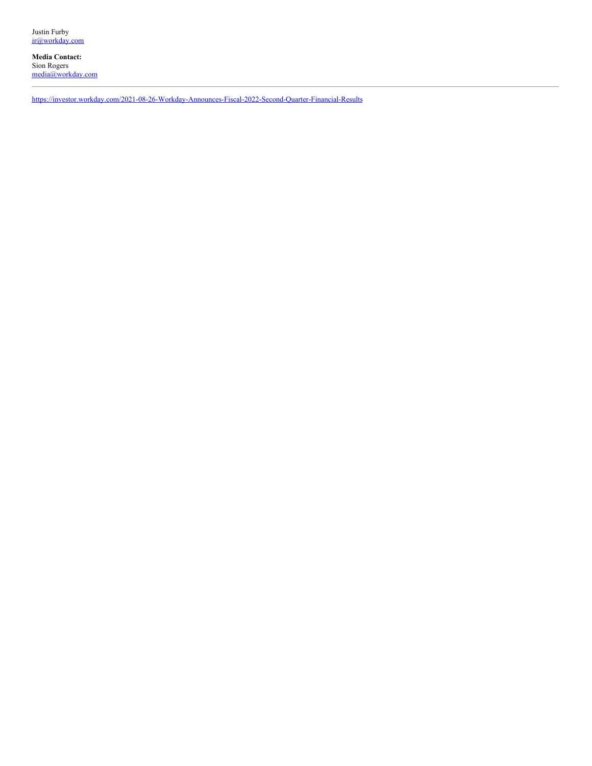Justin Furby
ir@workday.com

**Media Contact:**
Sion Rogers
media@workday.com

---

https://investor.workday.com/2021-08-26-Workday-Announces-Fiscal-2022-Second-Quarter-Financial-Results